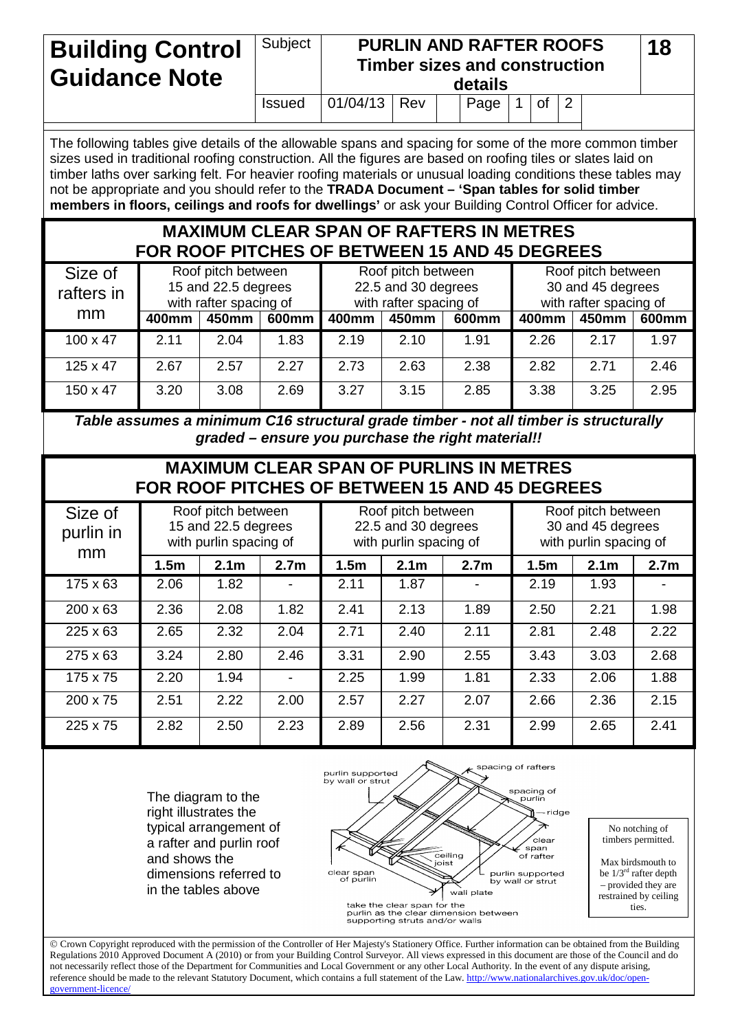# Building Control Guidance Note

**Subject: PURLIN AND RAFTER ROOFS – Timber sizes and construction details** | **18**

Issued: 01/04/13 | Rev:

The following tables give details of the allowable spans and spacing for some of the more common timber sizes used in traditional roofing construction. All the figures are based on roofing tiles or slates laid on timber laths over sarking felt. For heavier roofing materials or unusual loading conditions these tables may not be appropriate and you should refer to the **TRADA Document – 'Span tables for solid timber members in floors, ceilings and roofs for dwellings'** or ask your Building Control Officer for advice.

## MAXIMUM CLEAR SPAN OF RAFTERS IN METRES FOR ROOF PITCHES OF BETWEEN 15 AND 45 DEGREES

| Size of rafters in mm | Roof pitch between 15 and 22.5 degrees with rafter spacing of | | | Roof pitch between 22.5 and 30 degrees with rafter spacing of | | | Roof pitch between 30 and 45 degrees with rafter spacing of | | |
|---|---|---|---|---|---|---|---|---|---|
| | **400mm** | **450mm** | **600mm** | **400mm** | **450mm** | **600mm** | **400mm** | **450mm** | **600mm** |
| 100 x 47 | 2.11 | 2.04 | 1.83 | 2.19 | 2.10 | 1.91 | 2.26 | 2.17 | 1.97 |
| 125 x 47 | 2.67 | 2.57 | 2.27 | 2.73 | 2.63 | 2.38 | 2.82 | 2.71 | 2.46 |
| 150 x 47 | 3.20 | 3.08 | 2.69 | 3.27 | 3.15 | 2.85 | 3.38 | 3.25 | 2.95 |

***Table assumes a minimum C16 structural grade timber - not all timber is structurally graded – ensure you purchase the right material!!***

## MAXIMUM CLEAR SPAN OF PURLINS IN METRES FOR ROOF PITCHES OF BETWEEN 15 AND 45 DEGREES

| Size of purlin in mm | Roof pitch between 15 and 22.5 degrees with purlin spacing of | | | Roof pitch between 22.5 and 30 degrees with purlin spacing of | | | Roof pitch between 30 and 45 degrees with purlin spacing of | | |
|---|---|---|---|---|---|---|---|---|---|
| | **1.5m** | **2.1m** | **2.7m** | **1.5m** | **2.1m** | **2.7m** | **1.5m** | **2.1m** | **2.7m** |
| 175 x 63 | 2.06 | 1.82 | - | 2.11 | 1.87 | - | 2.19 | 1.93 | - |
| 200 x 63 | 2.36 | 2.08 | 1.82 | 2.41 | 2.13 | 1.89 | 2.50 | 2.21 | 1.98 |
| 225 x 63 | 2.65 | 2.32 | 2.04 | 2.71 | 2.40 | 2.11 | 2.81 | 2.48 | 2.22 |
| 275 x 63 | 3.24 | 2.80 | 2.46 | 3.31 | 2.90 | 2.55 | 3.43 | 3.03 | 2.68 |
| 175 x 75 | 2.20 | 1.94 | - | 2.25 | 1.99 | 1.81 | 2.33 | 2.06 | 1.88 |
| 200 x 75 | 2.51 | 2.22 | 2.00 | 2.57 | 2.27 | 2.07 | 2.66 | 2.36 | 2.15 |
| 225 x 75 | 2.82 | 2.50 | 2.23 | 2.89 | 2.56 | 2.31 | 2.99 | 2.65 | 2.41 |

The diagram to the right illustrates the typical arrangement of a rafter and purlin roof and shows the dimensions referred to in the tables above

Diagram labels: purlin supported by wall or strut; spacing of rafters; spacing of purlin; ridge; clear span of rafter; ceiling joist; clear span of purlin; purlin supported by wall or strut; wall plate; take the clear span for the purlin as the clear dimension between supporting struts and/or walls

No notching of timbers permitted.

Max birdsmouth to be 1/3rd rafter depth – provided they are restrained by ceiling ties.

© Crown Copyright reproduced with the permission of the Controller of Her Majesty's Stationery Office. Further information can be obtained from the Building Regulations 2010 Approved Document A (2010) or from your Building Control Surveyor. All views expressed in this document are those of the Council and do not necessarily reflect those of the Department for Communities and Local Government or any other Local Authority. In the event of any dispute arising, reference should be made to the relevant Statutory Document, which contains a full statement of the Law. http://www.nationalarchives.gov.uk/doc/open-government-licence/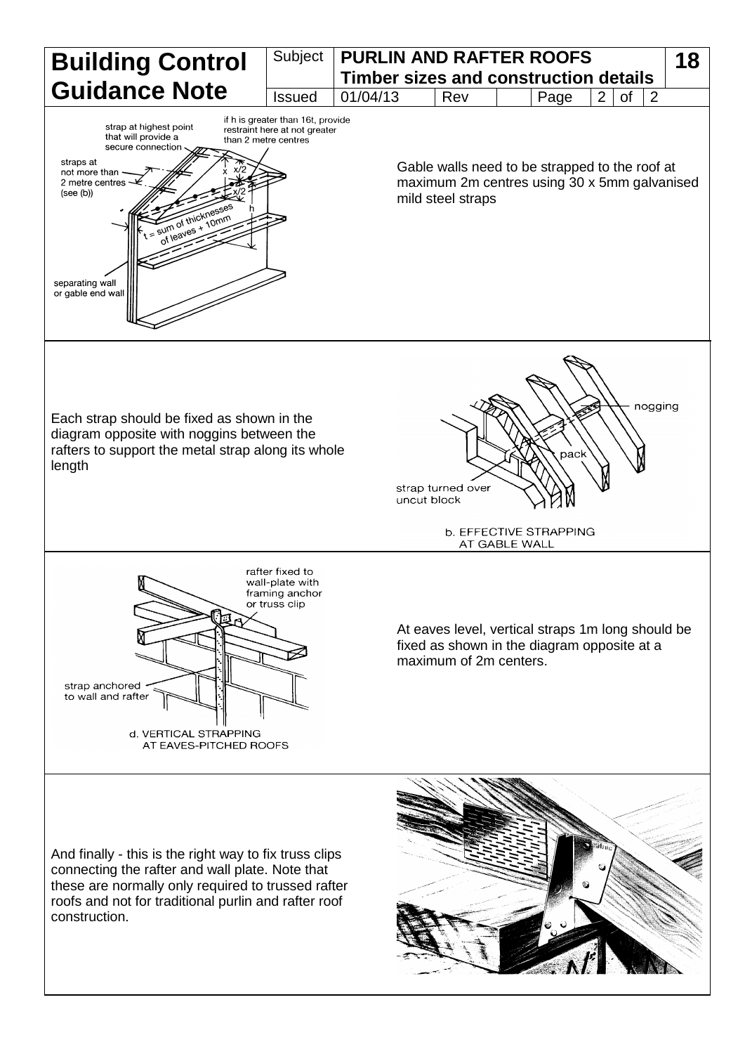Gable walls need to be strapped to the roof at maximum 2m centres using 30 x 5mm galvanised mild steel straps

Each strap should be fixed as shown in the diagram opposite with noggins between the rafters to support the metal strap along its whole length

b. EFFECTIVE STRAPPING AT GABLE WALL

d. VERTICAL STRAPPING AT EAVES-PITCHED ROOFS

At eaves level, vertical straps 1m long should be fixed as shown in the diagram opposite at a maximum of 2m centers.

And finally - this is the right way to fix truss clips connecting the rafter and wall plate. Note that these are normally only required to trussed rafter roofs and not for traditional purlin and rafter roof construction.